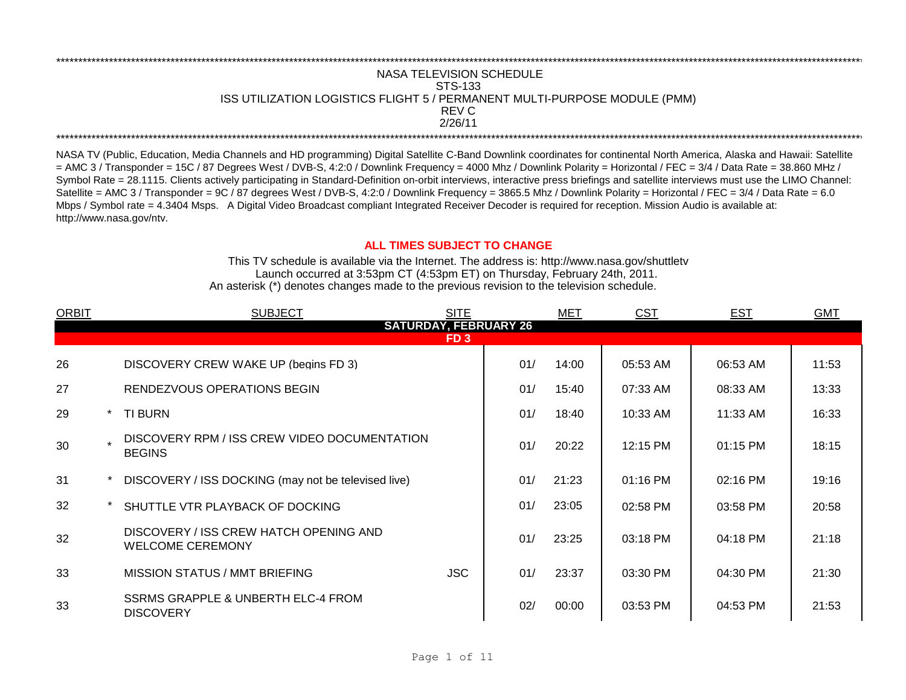\*\*\*\*\*\*\*\*\*\*\*\*\*\*\*\*\*\*\*\*\*\*\*\*\*\*\*\*\*\*\*\*\*\*\*\*\*\*\*\*\*\*\*\*\*\*\*\*\*\*\*\*\*\*\*\*\*\*\*\*\*\*\*\*\*\*\*\*\*\*\*\*\*\*\*\*\*\*\*\*

# NASA TELEVISION SCHEDULE
## STS-133
## ISS UTILIZATION LOGISTICS FLIGHT 5 / PERMANENT MULTI-PURPOSE MODULE (PMM)
REV C

2/26/11

\*\*\*\*\*\*\*\*\*\*\*\*\*\*\*\*\*\*\*\*\*\*\*\*\*\*\*\*\*\*\*\*\*\*\*\*\*\*\*\*\*\*\*\*\*\*\*\*\*\*\*\*\*\*\*\*\*\*\*\*\*\*\*\*\*\*\*\*\*\*\*\*\*\*\*\*\*\*\*\*

NASA TV (Public, Education, Media Channels and HD programming) Digital Satellite C-Band Downlink coordinates for continental North America, Alaska and Hawaii: Satellite = AMC 3 / Transponder = 15C / 87 Degrees West / DVB-S, 4:2:0 / Downlink Frequency = 4000 Mhz / Downlink Polarity = Horizontal / FEC = 3/4 / Data Rate = 38.860 MHz / Symbol Rate = 28.1115. Clients actively participating in Standard-Definition on-orbit interviews, interactive press briefings and satellite interviews must use the LIMO Channel: Satellite = AMC 3 / Transponder = 9C / 87 degrees West / DVB-S, 4:2:0 / Downlink Frequency = 3865.5 Mhz / Downlink Polarity = Horizontal / FEC = 3/4 / Data Rate = 6.0 Mbps / Symbol rate = 4.3404 Msps. A Digital Video Broadcast compliant Integrated Receiver Decoder is required for reception. Mission Audio is available at: http://www.nasa.gov/ntv.

**ALL TIMES SUBJECT TO CHANGE**

This TV schedule is available via the Internet. The address is: http://www.nasa.gov/shuttletv

Launch occurred at 3:53pm CT (4:53pm ET) on Thursday, February 24th, 2011.

An asterisk (*) denotes changes made to the previous revision to the television schedule.

| ORBIT | | SUBJECT | SITE | MET | | CST | EST | GMT |
|---|---|---|---|---|---|---|---|---|
| **SATURDAY, FEBRUARY 26** | | | | | | | | |
| **FD 3** | | | | | | | | |
| 26 | | DISCOVERY CREW WAKE UP (begins FD 3) | | 01/ | 14:00 | 05:53 AM | 06:53 AM | 11:53 |
| 27 | | RENDEZVOUS OPERATIONS BEGIN | | 01/ | 15:40 | 07:33 AM | 08:33 AM | 13:33 |
| 29 | * | TI BURN | | 01/ | 18:40 | 10:33 AM | 11:33 AM | 16:33 |
| 30 | * | DISCOVERY RPM / ISS CREW VIDEO DOCUMENTATION BEGINS | | 01/ | 20:22 | 12:15 PM | 01:15 PM | 18:15 |
| 31 | * | DISCOVERY / ISS DOCKING (may not be televised live) | | 01/ | 21:23 | 01:16 PM | 02:16 PM | 19:16 |
| 32 | * | SHUTTLE VTR PLAYBACK OF DOCKING | | 01/ | 23:05 | 02:58 PM | 03:58 PM | 20:58 |
| 32 | | DISCOVERY / ISS CREW HATCH OPENING AND WELCOME CEREMONY | | 01/ | 23:25 | 03:18 PM | 04:18 PM | 21:18 |
| 33 | | MISSION STATUS / MMT BRIEFING | JSC | 01/ | 23:37 | 03:30 PM | 04:30 PM | 21:30 |
| 33 | | SSRMS GRAPPLE & UNBERTH ELC-4 FROM DISCOVERY | | 02/ | 00:00 | 03:53 PM | 04:53 PM | 21:53 |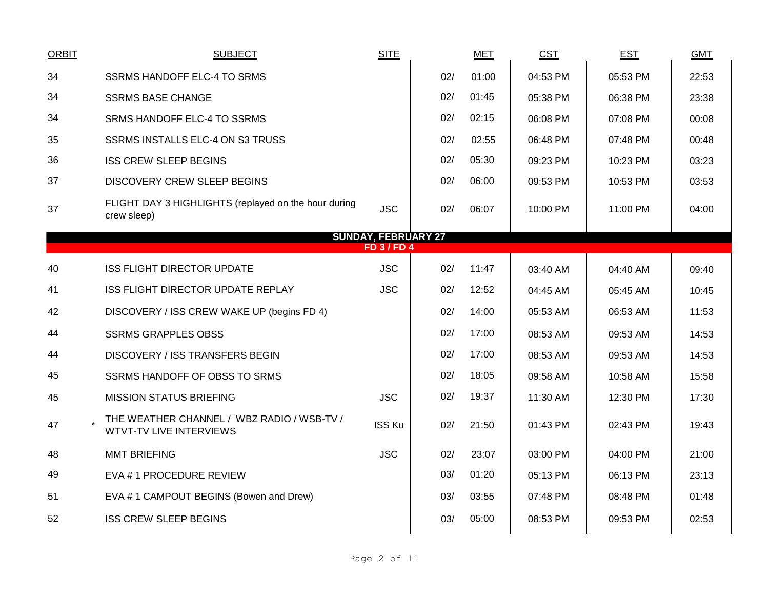| ORBIT | | SUBJECT | SITE | | MET | CST | EST | GMT |
|---|---|---|---|---|---|---|---|---|
| 34 | | SSRMS HANDOFF ELC-4 TO SRMS | | 02/ | 01:00 | 04:53 PM | 05:53 PM | 22:53 |
| 34 | | SSRMS BASE CHANGE | | 02/ | 01:45 | 05:38 PM | 06:38 PM | 23:38 |
| 34 | | SRMS HANDOFF ELC-4 TO SSRMS | | 02/ | 02:15 | 06:08 PM | 07:08 PM | 00:08 |
| 35 | | SSRMS INSTALLS ELC-4 ON S3 TRUSS | | 02/ | 02:55 | 06:48 PM | 07:48 PM | 00:48 |
| 36 | | ISS CREW SLEEP BEGINS | | 02/ | 05:30 | 09:23 PM | 10:23 PM | 03:23 |
| 37 | | DISCOVERY CREW SLEEP BEGINS | | 02/ | 06:00 | 09:53 PM | 10:53 PM | 03:53 |
| 37 | | FLIGHT DAY 3 HIGHLIGHTS (replayed on the hour during crew sleep) | JSC | 02/ | 06:07 | 10:00 PM | 11:00 PM | 04:00 |
| | | **SUNDAY, FEBRUARY 27** | | | | | | |
| | | **FD 3 / FD 4** | | | | | | |
| 40 | | ISS FLIGHT DIRECTOR UPDATE | JSC | 02/ | 11:47 | 03:40 AM | 04:40 AM | 09:40 |
| 41 | | ISS FLIGHT DIRECTOR UPDATE REPLAY | JSC | 02/ | 12:52 | 04:45 AM | 05:45 AM | 10:45 |
| 42 | | DISCOVERY / ISS CREW WAKE UP (begins FD 4) | | 02/ | 14:00 | 05:53 AM | 06:53 AM | 11:53 |
| 44 | | SSRMS GRAPPLES OBSS | | 02/ | 17:00 | 08:53 AM | 09:53 AM | 14:53 |
| 44 | | DISCOVERY / ISS TRANSFERS BEGIN | | 02/ | 17:00 | 08:53 AM | 09:53 AM | 14:53 |
| 45 | | SSRMS HANDOFF OF OBSS TO SRMS | | 02/ | 18:05 | 09:58 AM | 10:58 AM | 15:58 |
| 45 | | MISSION STATUS BRIEFING | JSC | 02/ | 19:37 | 11:30 AM | 12:30 PM | 17:30 |
| 47 | * | THE WEATHER CHANNEL / WBZ RADIO / WSB-TV / WTVT-TV LIVE INTERVIEWS | ISS Ku | 02/ | 21:50 | 01:43 PM | 02:43 PM | 19:43 |
| 48 | | MMT BRIEFING | JSC | 02/ | 23:07 | 03:00 PM | 04:00 PM | 21:00 |
| 49 | | EVA # 1 PROCEDURE REVIEW | | 03/ | 01:20 | 05:13 PM | 06:13 PM | 23:13 |
| 51 | | EVA # 1 CAMPOUT BEGINS (Bowen and Drew) | | 03/ | 03:55 | 07:48 PM | 08:48 PM | 01:48 |
| 52 | | ISS CREW SLEEP BEGINS | | 03/ | 05:00 | 08:53 PM | 09:53 PM | 02:53 |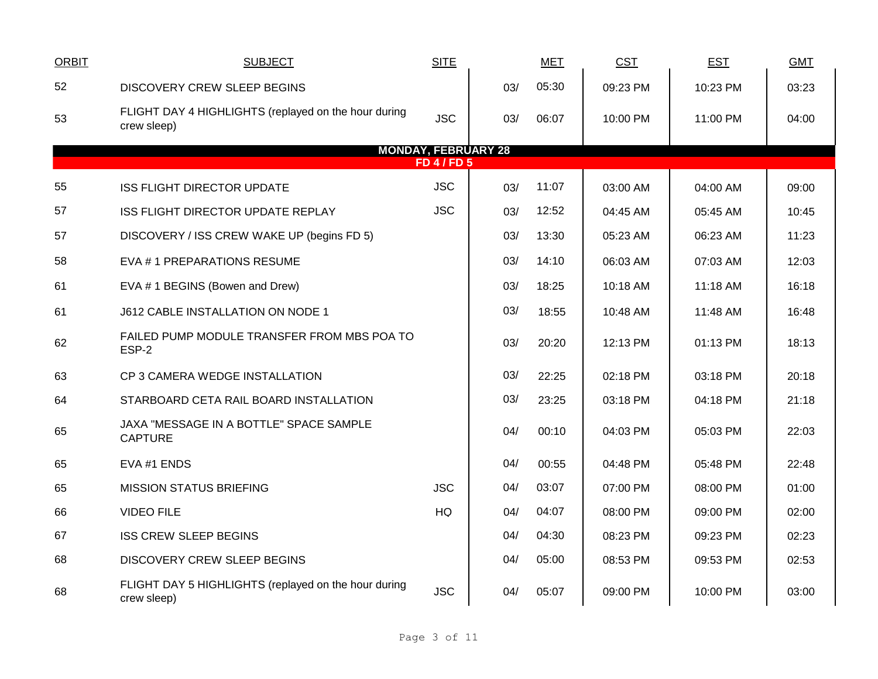| ORBIT | SUBJECT | SITE | MET | | CST | EST | GMT |
|---|---|---|---|---|---|---|---|
| 52 | DISCOVERY CREW SLEEP BEGINS | | 03/ | 05:30 | 09:23 PM | 10:23 PM | 03:23 |
| 53 | FLIGHT DAY 4 HIGHLIGHTS (replayed on the hour during crew sleep) | JSC | 03/ | 06:07 | 10:00 PM | 11:00 PM | 04:00 |
| | **MONDAY, FEBRUARY 28** | | | | | | |
| | **FD 4 / FD 5** | | | | | | |
| 55 | ISS FLIGHT DIRECTOR UPDATE | JSC | 03/ | 11:07 | 03:00 AM | 04:00 AM | 09:00 |
| 57 | ISS FLIGHT DIRECTOR UPDATE REPLAY | JSC | 03/ | 12:52 | 04:45 AM | 05:45 AM | 10:45 |
| 57 | DISCOVERY / ISS CREW WAKE UP (begins FD 5) | | 03/ | 13:30 | 05:23 AM | 06:23 AM | 11:23 |
| 58 | EVA # 1 PREPARATIONS RESUME | | 03/ | 14:10 | 06:03 AM | 07:03 AM | 12:03 |
| 61 | EVA # 1 BEGINS (Bowen and Drew) | | 03/ | 18:25 | 10:18 AM | 11:18 AM | 16:18 |
| 61 | J612 CABLE INSTALLATION ON NODE 1 | | 03/ | 18:55 | 10:48 AM | 11:48 AM | 16:48 |
| 62 | FAILED PUMP MODULE TRANSFER FROM MBS POA TO ESP-2 | | 03/ | 20:20 | 12:13 PM | 01:13 PM | 18:13 |
| 63 | CP 3 CAMERA WEDGE INSTALLATION | | 03/ | 22:25 | 02:18 PM | 03:18 PM | 20:18 |
| 64 | STARBOARD CETA RAIL BOARD INSTALLATION | | 03/ | 23:25 | 03:18 PM | 04:18 PM | 21:18 |
| 65 | JAXA "MESSAGE IN A BOTTLE" SPACE SAMPLE CAPTURE | | 04/ | 00:10 | 04:03 PM | 05:03 PM | 22:03 |
| 65 | EVA #1 ENDS | | 04/ | 00:55 | 04:48 PM | 05:48 PM | 22:48 |
| 65 | MISSION STATUS BRIEFING | JSC | 04/ | 03:07 | 07:00 PM | 08:00 PM | 01:00 |
| 66 | VIDEO FILE | HQ | 04/ | 04:07 | 08:00 PM | 09:00 PM | 02:00 |
| 67 | ISS CREW SLEEP BEGINS | | 04/ | 04:30 | 08:23 PM | 09:23 PM | 02:23 |
| 68 | DISCOVERY CREW SLEEP BEGINS | | 04/ | 05:00 | 08:53 PM | 09:53 PM | 02:53 |
| 68 | FLIGHT DAY 5 HIGHLIGHTS (replayed on the hour during crew sleep) | JSC | 04/ | 05:07 | 09:00 PM | 10:00 PM | 03:00 |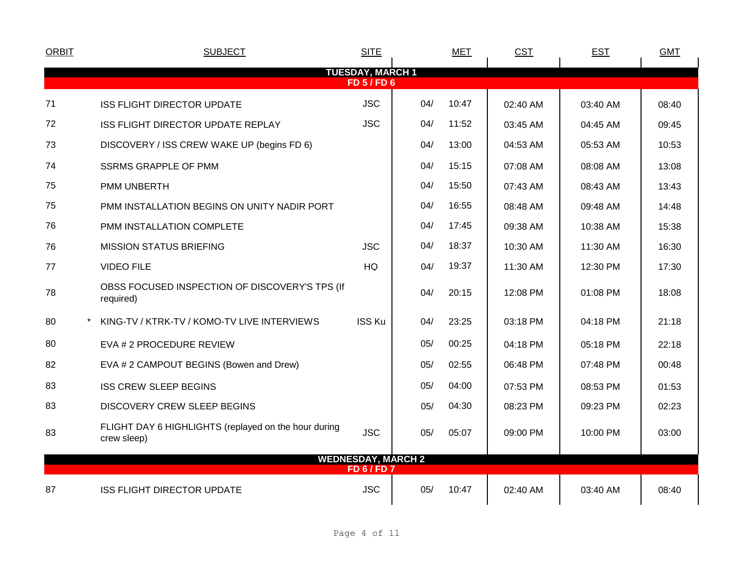| ORBIT | | SUBJECT | SITE | MET | | CST | EST | GMT |
|---|---|---|---|---|---|---|---|---|
| **TUESDAY, MARCH 1** | | | | | | | | |
| **FD 5 / FD 6** | | | | | | | | |
| 71 | | ISS FLIGHT DIRECTOR UPDATE | JSC | 04/ | 10:47 | 02:40 AM | 03:40 AM | 08:40 |
| 72 | | ISS FLIGHT DIRECTOR UPDATE REPLAY | JSC | 04/ | 11:52 | 03:45 AM | 04:45 AM | 09:45 |
| 73 | | DISCOVERY / ISS CREW WAKE UP (begins FD 6) | | 04/ | 13:00 | 04:53 AM | 05:53 AM | 10:53 |
| 74 | | SSRMS GRAPPLE OF PMM | | 04/ | 15:15 | 07:08 AM | 08:08 AM | 13:08 |
| 75 | | PMM UNBERTH | | 04/ | 15:50 | 07:43 AM | 08:43 AM | 13:43 |
| 75 | | PMM INSTALLATION BEGINS ON UNITY NADIR PORT | | 04/ | 16:55 | 08:48 AM | 09:48 AM | 14:48 |
| 76 | | PMM INSTALLATION COMPLETE | | 04/ | 17:45 | 09:38 AM | 10:38 AM | 15:38 |
| 76 | | MISSION STATUS BRIEFING | JSC | 04/ | 18:37 | 10:30 AM | 11:30 AM | 16:30 |
| 77 | | VIDEO FILE | HQ | 04/ | 19:37 | 11:30 AM | 12:30 PM | 17:30 |
| 78 | | OBSS FOCUSED INSPECTION OF DISCOVERY'S TPS (If required) | | 04/ | 20:15 | 12:08 PM | 01:08 PM | 18:08 |
| 80 | * | KING-TV / KTRK-TV / KOMO-TV LIVE INTERVIEWS | ISS Ku | 04/ | 23:25 | 03:18 PM | 04:18 PM | 21:18 |
| 80 | | EVA # 2 PROCEDURE REVIEW | | 05/ | 00:25 | 04:18 PM | 05:18 PM | 22:18 |
| 82 | | EVA # 2 CAMPOUT BEGINS (Bowen and Drew) | | 05/ | 02:55 | 06:48 PM | 07:48 PM | 00:48 |
| 83 | | ISS CREW SLEEP BEGINS | | 05/ | 04:00 | 07:53 PM | 08:53 PM | 01:53 |
| 83 | | DISCOVERY CREW SLEEP BEGINS | | 05/ | 04:30 | 08:23 PM | 09:23 PM | 02:23 |
| 83 | | FLIGHT DAY 6 HIGHLIGHTS (replayed on the hour during crew sleep) | JSC | 05/ | 05:07 | 09:00 PM | 10:00 PM | 03:00 |
| **WEDNESDAY, MARCH 2** | | | | | | | | |
| **FD 6 / FD 7** | | | | | | | | |
| 87 | | ISS FLIGHT DIRECTOR UPDATE | JSC | 05/ | 10:47 | 02:40 AM | 03:40 AM | 08:40 |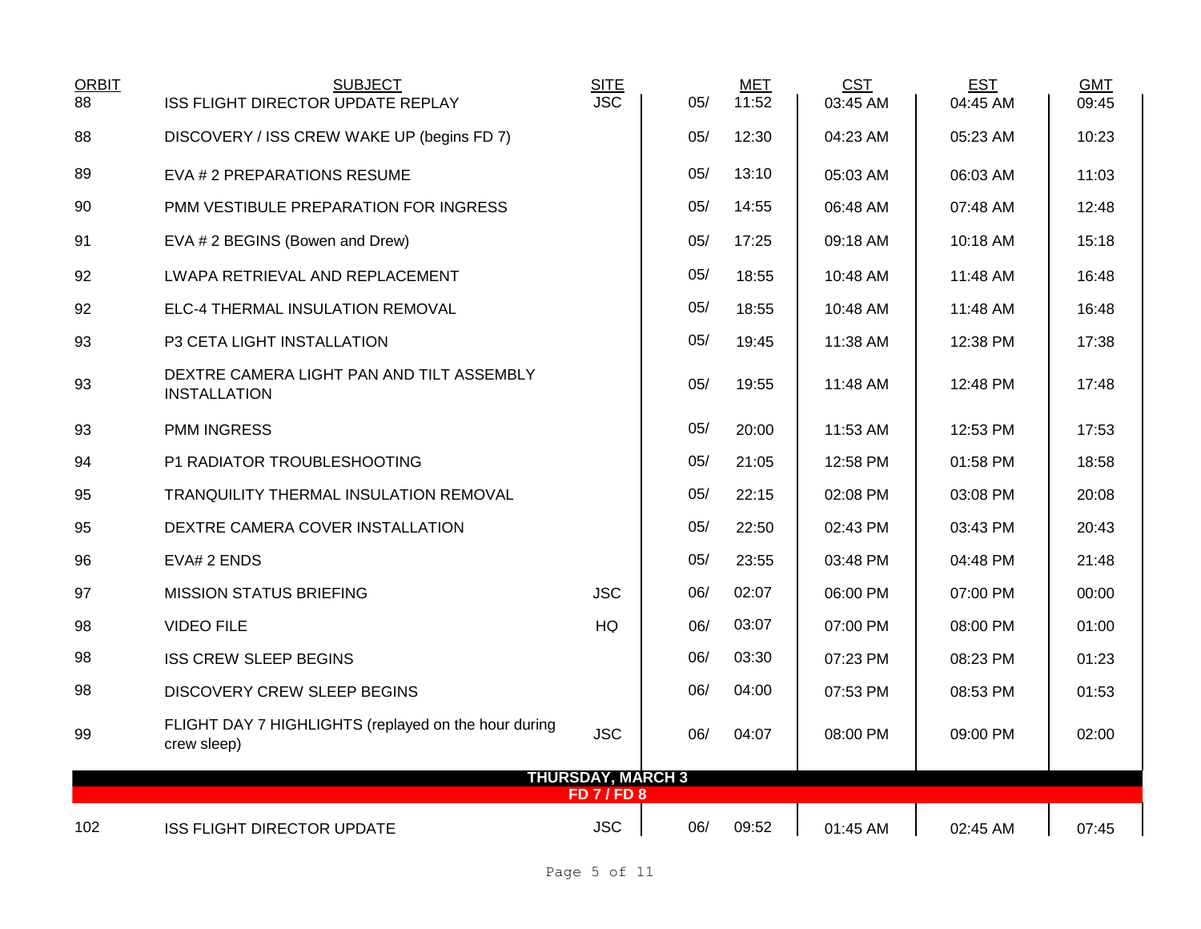| ORBIT | SUBJECT | SITE | MET | | CST | EST | GMT |
|---|---|---|---|---|---|---|---|
| 88 | ISS FLIGHT DIRECTOR UPDATE REPLAY | JSC | 05/ | 11:52 | 03:45 AM | 04:45 AM | 09:45 |
| 88 | DISCOVERY / ISS CREW WAKE UP (begins FD 7) | | 05/ | 12:30 | 04:23 AM | 05:23 AM | 10:23 |
| 89 | EVA # 2 PREPARATIONS RESUME | | 05/ | 13:10 | 05:03 AM | 06:03 AM | 11:03 |
| 90 | PMM VESTIBULE PREPARATION FOR INGRESS | | 05/ | 14:55 | 06:48 AM | 07:48 AM | 12:48 |
| 91 | EVA # 2 BEGINS (Bowen and Drew) | | 05/ | 17:25 | 09:18 AM | 10:18 AM | 15:18 |
| 92 | LWAPA RETRIEVAL AND REPLACEMENT | | 05/ | 18:55 | 10:48 AM | 11:48 AM | 16:48 |
| 92 | ELC-4 THERMAL INSULATION REMOVAL | | 05/ | 18:55 | 10:48 AM | 11:48 AM | 16:48 |
| 93 | P3 CETA LIGHT INSTALLATION | | 05/ | 19:45 | 11:38 AM | 12:38 PM | 17:38 |
| 93 | DEXTRE CAMERA LIGHT PAN AND TILT ASSEMBLY INSTALLATION | | 05/ | 19:55 | 11:48 AM | 12:48 PM | 17:48 |
| 93 | PMM INGRESS | | 05/ | 20:00 | 11:53 AM | 12:53 PM | 17:53 |
| 94 | P1 RADIATOR TROUBLESHOOTING | | 05/ | 21:05 | 12:58 PM | 01:58 PM | 18:58 |
| 95 | TRANQUILITY THERMAL INSULATION REMOVAL | | 05/ | 22:15 | 02:08 PM | 03:08 PM | 20:08 |
| 95 | DEXTRE CAMERA COVER INSTALLATION | | 05/ | 22:50 | 02:43 PM | 03:43 PM | 20:43 |
| 96 | EVA# 2 ENDS | | 05/ | 23:55 | 03:48 PM | 04:48 PM | 21:48 |
| 97 | MISSION STATUS BRIEFING | JSC | 06/ | 02:07 | 06:00 PM | 07:00 PM | 00:00 |
| 98 | VIDEO FILE | HQ | 06/ | 03:07 | 07:00 PM | 08:00 PM | 01:00 |
| 98 | ISS CREW SLEEP BEGINS | | 06/ | 03:30 | 07:23 PM | 08:23 PM | 01:23 |
| 98 | DISCOVERY CREW SLEEP BEGINS | | 06/ | 04:00 | 07:53 PM | 08:53 PM | 01:53 |
| 99 | FLIGHT DAY 7 HIGHLIGHTS (replayed on the hour during crew sleep) | JSC | 06/ | 04:07 | 08:00 PM | 09:00 PM | 02:00 |
| | **THURSDAY, MARCH 3** | | | | | | |
| | **FD 7 / FD 8** | | | | | | |
| 102 | ISS FLIGHT DIRECTOR UPDATE | JSC | 06/ | 09:52 | 01:45 AM | 02:45 AM | 07:45 |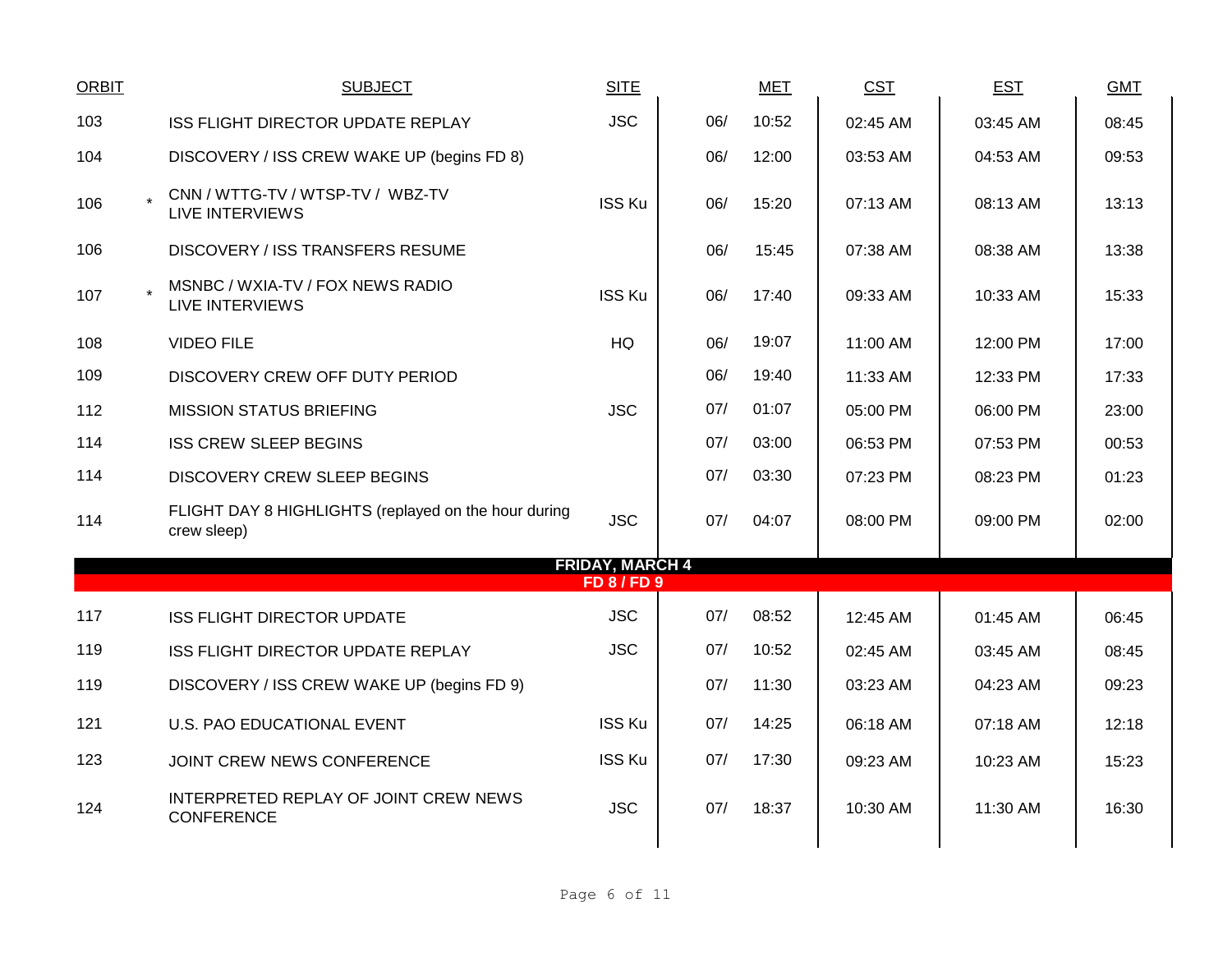| ORBIT | | SUBJECT | SITE | | MET | CST | EST | GMT |
|---|---|---|---|---|---|---|---|---|
| 103 | | ISS FLIGHT DIRECTOR UPDATE REPLAY | JSC | 06/ | 10:52 | 02:45 AM | 03:45 AM | 08:45 |
| 104 | | DISCOVERY / ISS CREW WAKE UP (begins FD 8) | | 06/ | 12:00 | 03:53 AM | 04:53 AM | 09:53 |
| 106 | * | CNN / WTTG-TV / WTSP-TV / WBZ-TV LIVE INTERVIEWS | ISS Ku | 06/ | 15:20 | 07:13 AM | 08:13 AM | 13:13 |
| 106 | | DISCOVERY / ISS TRANSFERS RESUME | | 06/ | 15:45 | 07:38 AM | 08:38 AM | 13:38 |
| 107 | * | MSNBC / WXIA-TV / FOX NEWS RADIO LIVE INTERVIEWS | ISS Ku | 06/ | 17:40 | 09:33 AM | 10:33 AM | 15:33 |
| 108 | | VIDEO FILE | HQ | 06/ | 19:07 | 11:00 AM | 12:00 PM | 17:00 |
| 109 | | DISCOVERY CREW OFF DUTY PERIOD | | 06/ | 19:40 | 11:33 AM | 12:33 PM | 17:33 |
| 112 | | MISSION STATUS BRIEFING | JSC | 07/ | 01:07 | 05:00 PM | 06:00 PM | 23:00 |
| 114 | | ISS CREW SLEEP BEGINS | | 07/ | 03:00 | 06:53 PM | 07:53 PM | 00:53 |
| 114 | | DISCOVERY CREW SLEEP BEGINS | | 07/ | 03:30 | 07:23 PM | 08:23 PM | 01:23 |
| 114 | | FLIGHT DAY 8 HIGHLIGHTS (replayed on the hour during crew sleep) | JSC | 07/ | 04:07 | 08:00 PM | 09:00 PM | 02:00 |
| | | **FRIDAY, MARCH 4** **FD 8 / FD 9** | | | | | | |
| 117 | | ISS FLIGHT DIRECTOR UPDATE | JSC | 07/ | 08:52 | 12:45 AM | 01:45 AM | 06:45 |
| 119 | | ISS FLIGHT DIRECTOR UPDATE REPLAY | JSC | 07/ | 10:52 | 02:45 AM | 03:45 AM | 08:45 |
| 119 | | DISCOVERY / ISS CREW WAKE UP (begins FD 9) | | 07/ | 11:30 | 03:23 AM | 04:23 AM | 09:23 |
| 121 | | U.S. PAO EDUCATIONAL EVENT | ISS Ku | 07/ | 14:25 | 06:18 AM | 07:18 AM | 12:18 |
| 123 | | JOINT CREW NEWS CONFERENCE | ISS Ku | 07/ | 17:30 | 09:23 AM | 10:23 AM | 15:23 |
| 124 | | INTERPRETED REPLAY OF JOINT CREW NEWS CONFERENCE | JSC | 07/ | 18:37 | 10:30 AM | 11:30 AM | 16:30 |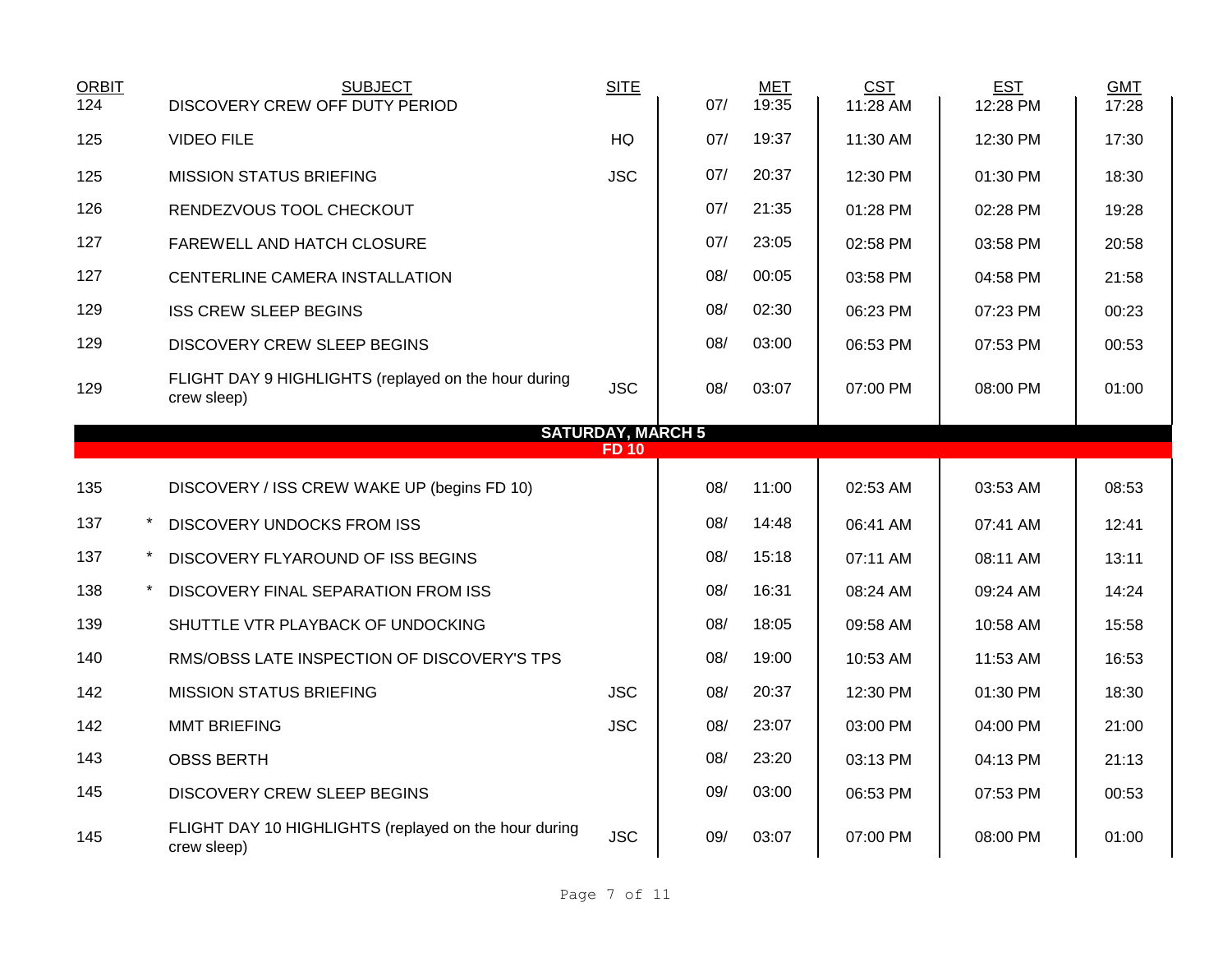| ORBIT | | SUBJECT | SITE | | MET | CST | EST | GMT |
|---|---|---|---|---|---|---|---|---|
| 124 | | DISCOVERY CREW OFF DUTY PERIOD | | 07/ | 19:35 | 11:28 AM | 12:28 PM | 17:28 |
| 125 | | VIDEO FILE | HQ | 07/ | 19:37 | 11:30 AM | 12:30 PM | 17:30 |
| 125 | | MISSION STATUS BRIEFING | JSC | 07/ | 20:37 | 12:30 PM | 01:30 PM | 18:30 |
| 126 | | RENDEZVOUS TOOL CHECKOUT | | 07/ | 21:35 | 01:28 PM | 02:28 PM | 19:28 |
| 127 | | FAREWELL AND HATCH CLOSURE | | 07/ | 23:05 | 02:58 PM | 03:58 PM | 20:58 |
| 127 | | CENTERLINE CAMERA INSTALLATION | | 08/ | 00:05 | 03:58 PM | 04:58 PM | 21:58 |
| 129 | | ISS CREW SLEEP BEGINS | | 08/ | 02:30 | 06:23 PM | 07:23 PM | 00:23 |
| 129 | | DISCOVERY CREW SLEEP BEGINS | | 08/ | 03:00 | 06:53 PM | 07:53 PM | 00:53 |
| 129 | | FLIGHT DAY 9 HIGHLIGHTS (replayed on the hour during crew sleep) | JSC | 08/ | 03:07 | 07:00 PM | 08:00 PM | 01:00 |
| | | **SATURDAY, MARCH 5** | | | | | | |
| | | **FD 10** | | | | | | |
| 135 | | DISCOVERY / ISS CREW WAKE UP (begins FD 10) | | 08/ | 11:00 | 02:53 AM | 03:53 AM | 08:53 |
| 137 | * | DISCOVERY UNDOCKS FROM ISS | | 08/ | 14:48 | 06:41 AM | 07:41 AM | 12:41 |
| 137 | * | DISCOVERY FLYAROUND OF ISS BEGINS | | 08/ | 15:18 | 07:11 AM | 08:11 AM | 13:11 |
| 138 | * | DISCOVERY FINAL SEPARATION FROM ISS | | 08/ | 16:31 | 08:24 AM | 09:24 AM | 14:24 |
| 139 | | SHUTTLE VTR PLAYBACK OF UNDOCKING | | 08/ | 18:05 | 09:58 AM | 10:58 AM | 15:58 |
| 140 | | RMS/OBSS LATE INSPECTION OF DISCOVERY'S TPS | | 08/ | 19:00 | 10:53 AM | 11:53 AM | 16:53 |
| 142 | | MISSION STATUS BRIEFING | JSC | 08/ | 20:37 | 12:30 PM | 01:30 PM | 18:30 |
| 142 | | MMT BRIEFING | JSC | 08/ | 23:07 | 03:00 PM | 04:00 PM | 21:00 |
| 143 | | OBSS BERTH | | 08/ | 23:20 | 03:13 PM | 04:13 PM | 21:13 |
| 145 | | DISCOVERY CREW SLEEP BEGINS | | 09/ | 03:00 | 06:53 PM | 07:53 PM | 00:53 |
| 145 | | FLIGHT DAY 10 HIGHLIGHTS (replayed on the hour during crew sleep) | JSC | 09/ | 03:07 | 07:00 PM | 08:00 PM | 01:00 |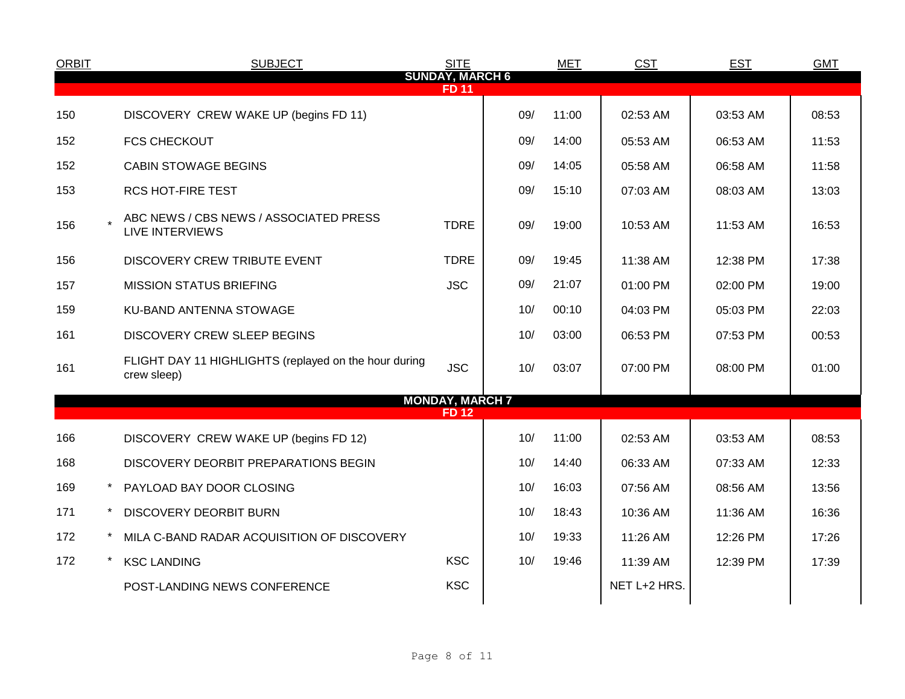| ORBIT | | SUBJECT | SITE | MET | | CST | EST | GMT |
|---|---|---|---|---|---|---|---|---|
| **SUNDAY, MARCH 6** | | | | | | | | |
| **FD 11** | | | | | | | | |
| 150 | | DISCOVERY CREW WAKE UP (begins FD 11) | | 09/ | 11:00 | 02:53 AM | 03:53 AM | 08:53 |
| 152 | | FCS CHECKOUT | | 09/ | 14:00 | 05:53 AM | 06:53 AM | 11:53 |
| 152 | | CABIN STOWAGE BEGINS | | 09/ | 14:05 | 05:58 AM | 06:58 AM | 11:58 |
| 153 | | RCS HOT-FIRE TEST | | 09/ | 15:10 | 07:03 AM | 08:03 AM | 13:03 |
| 156 | * | ABC NEWS / CBS NEWS / ASSOCIATED PRESS LIVE INTERVIEWS | TDRE | 09/ | 19:00 | 10:53 AM | 11:53 AM | 16:53 |
| 156 | | DISCOVERY CREW TRIBUTE EVENT | TDRE | 09/ | 19:45 | 11:38 AM | 12:38 PM | 17:38 |
| 157 | | MISSION STATUS BRIEFING | JSC | 09/ | 21:07 | 01:00 PM | 02:00 PM | 19:00 |
| 159 | | KU-BAND ANTENNA STOWAGE | | 10/ | 00:10 | 04:03 PM | 05:03 PM | 22:03 |
| 161 | | DISCOVERY CREW SLEEP BEGINS | | 10/ | 03:00 | 06:53 PM | 07:53 PM | 00:53 |
| 161 | | FLIGHT DAY 11 HIGHLIGHTS (replayed on the hour during crew sleep) | JSC | 10/ | 03:07 | 07:00 PM | 08:00 PM | 01:00 |
| **MONDAY, MARCH 7** | | | | | | | | |
| **FD 12** | | | | | | | | |
| 166 | | DISCOVERY CREW WAKE UP (begins FD 12) | | 10/ | 11:00 | 02:53 AM | 03:53 AM | 08:53 |
| 168 | | DISCOVERY DEORBIT PREPARATIONS BEGIN | | 10/ | 14:40 | 06:33 AM | 07:33 AM | 12:33 |
| 169 | * | PAYLOAD BAY DOOR CLOSING | | 10/ | 16:03 | 07:56 AM | 08:56 AM | 13:56 |
| 171 | * | DISCOVERY DEORBIT BURN | | 10/ | 18:43 | 10:36 AM | 11:36 AM | 16:36 |
| 172 | * | MILA C-BAND RADAR ACQUISITION OF DISCOVERY | | 10/ | 19:33 | 11:26 AM | 12:26 PM | 17:26 |
| 172 | * | KSC LANDING | KSC | 10/ | 19:46 | 11:39 AM | 12:39 PM | 17:39 |
| | | POST-LANDING NEWS CONFERENCE | KSC | | | NET L+2 HRS. | | |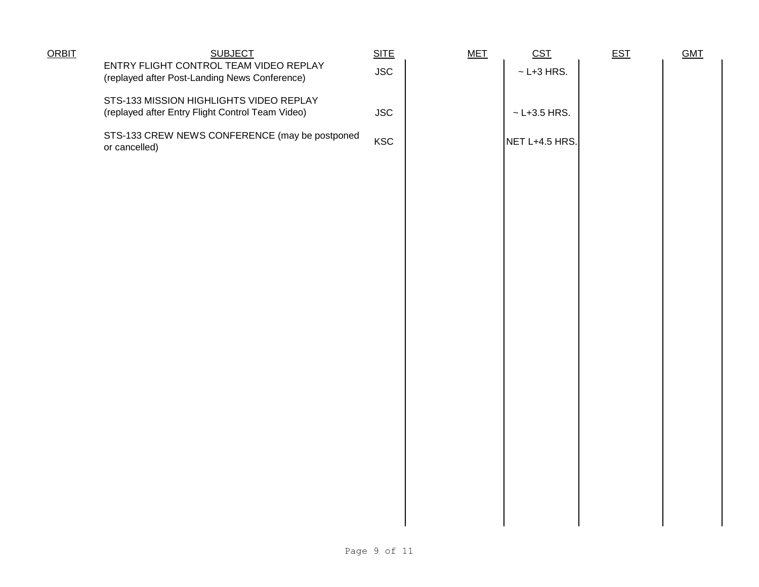| ORBIT | SUBJECT | SITE | MET | CST | EST | GMT |
|---|---|---|---|---|---|---|
| | ENTRY FLIGHT CONTROL TEAM VIDEO REPLAY (replayed after Post-Landing News Conference) | JSC | | ~ L+3 HRS. | | |
| | STS-133 MISSION HIGHLIGHTS VIDEO REPLAY (replayed after Entry Flight Control Team Video) | JSC | | ~ L+3.5 HRS. | | |
| | STS-133 CREW NEWS CONFERENCE (may be postponed or cancelled) | KSC | | NET L+4.5 HRS. | | |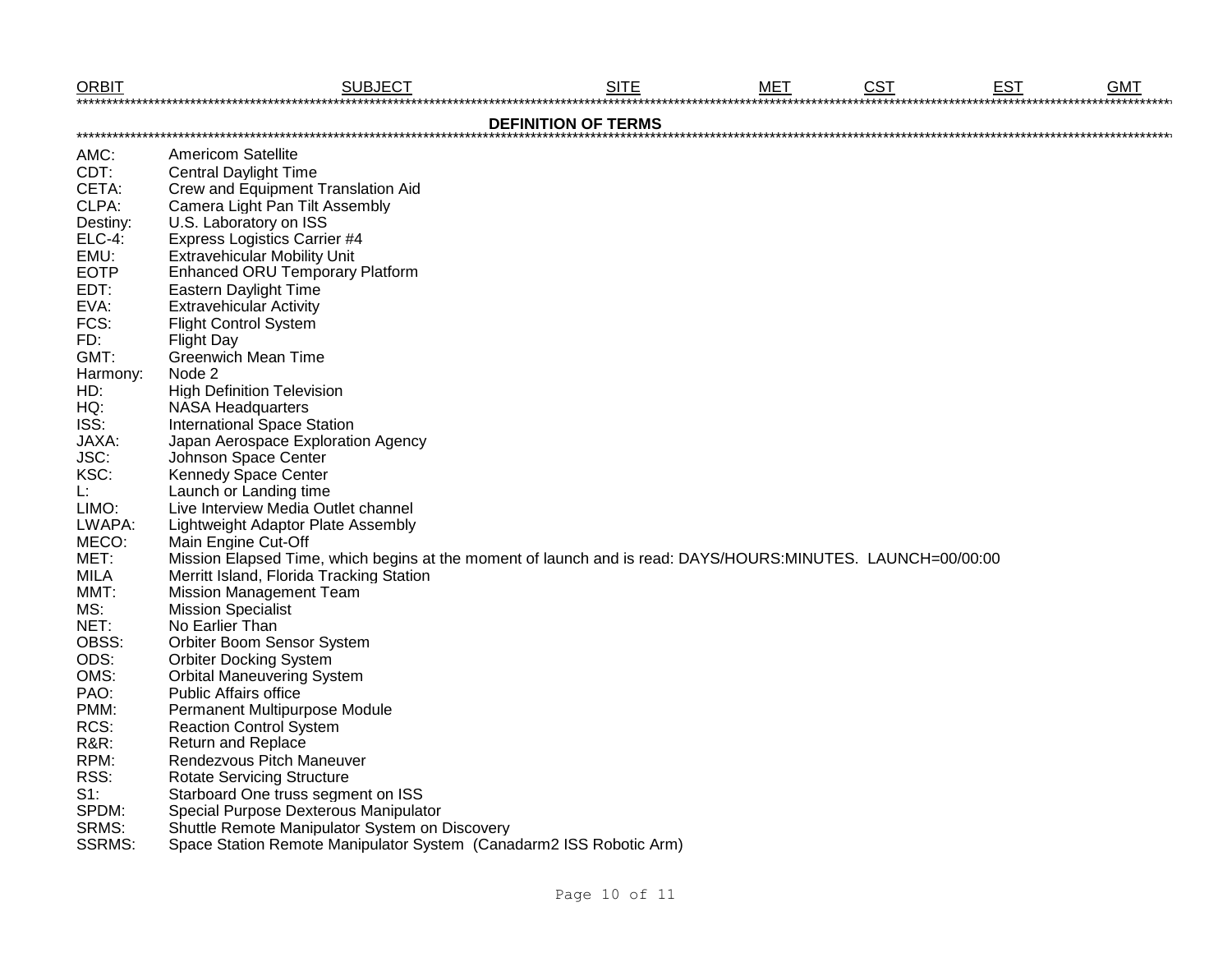| ORBIT | SUBJECT | SITE | MET | CST | EST | GMT |
|---|---|---|---|---|---|---|

## DEFINITION OF TERMS

| | |
|---|---|
| AMC: | Americom Satellite |
| CDT: | Central Daylight Time |
| CETA: | Crew and Equipment Translation Aid |
| CLPA: | Camera Light Pan Tilt Assembly |
| Destiny: | U.S. Laboratory on ISS |
| ELC-4: | Express Logistics Carrier #4 |
| EMU: | Extravehicular Mobility Unit |
| EOTP | Enhanced ORU Temporary Platform |
| EDT: | Eastern Daylight Time |
| EVA: | Extravehicular Activity |
| FCS: | Flight Control System |
| FD: | Flight Day |
| GMT: | Greenwich Mean Time |
| Harmony: | Node 2 |
| HD: | High Definition Television |
| HQ: | NASA Headquarters |
| ISS: | International Space Station |
| JAXA: | Japan Aerospace Exploration Agency |
| JSC: | Johnson Space Center |
| KSC: | Kennedy Space Center |
| L: | Launch or Landing time |
| LIMO: | Live Interview Media Outlet channel |
| LWAPA: | Lightweight Adaptor Plate Assembly |
| MECO: | Main Engine Cut-Off |
| MET: | Mission Elapsed Time, which begins at the moment of launch and is read: DAYS/HOURS:MINUTES. LAUNCH=00/00:00 |
| MILA | Merritt Island, Florida Tracking Station |
| MMT: | Mission Management Team |
| MS: | Mission Specialist |
| NET: | No Earlier Than |
| OBSS: | Orbiter Boom Sensor System |
| ODS: | Orbiter Docking System |
| OMS: | Orbital Maneuvering System |
| PAO: | Public Affairs office |
| PMM: | Permanent Multipurpose Module |
| RCS: | Reaction Control System |
| R&R: | Return and Replace |
| RPM: | Rendezvous Pitch Maneuver |
| RSS: | Rotate Servicing Structure |
| S1: | Starboard One truss segment on ISS |
| SPDM: | Special Purpose Dexterous Manipulator |
| SRMS: | Shuttle Remote Manipulator System on Discovery |
| SSRMS: | Space Station Remote Manipulator System (Canadarm2 ISS Robotic Arm) |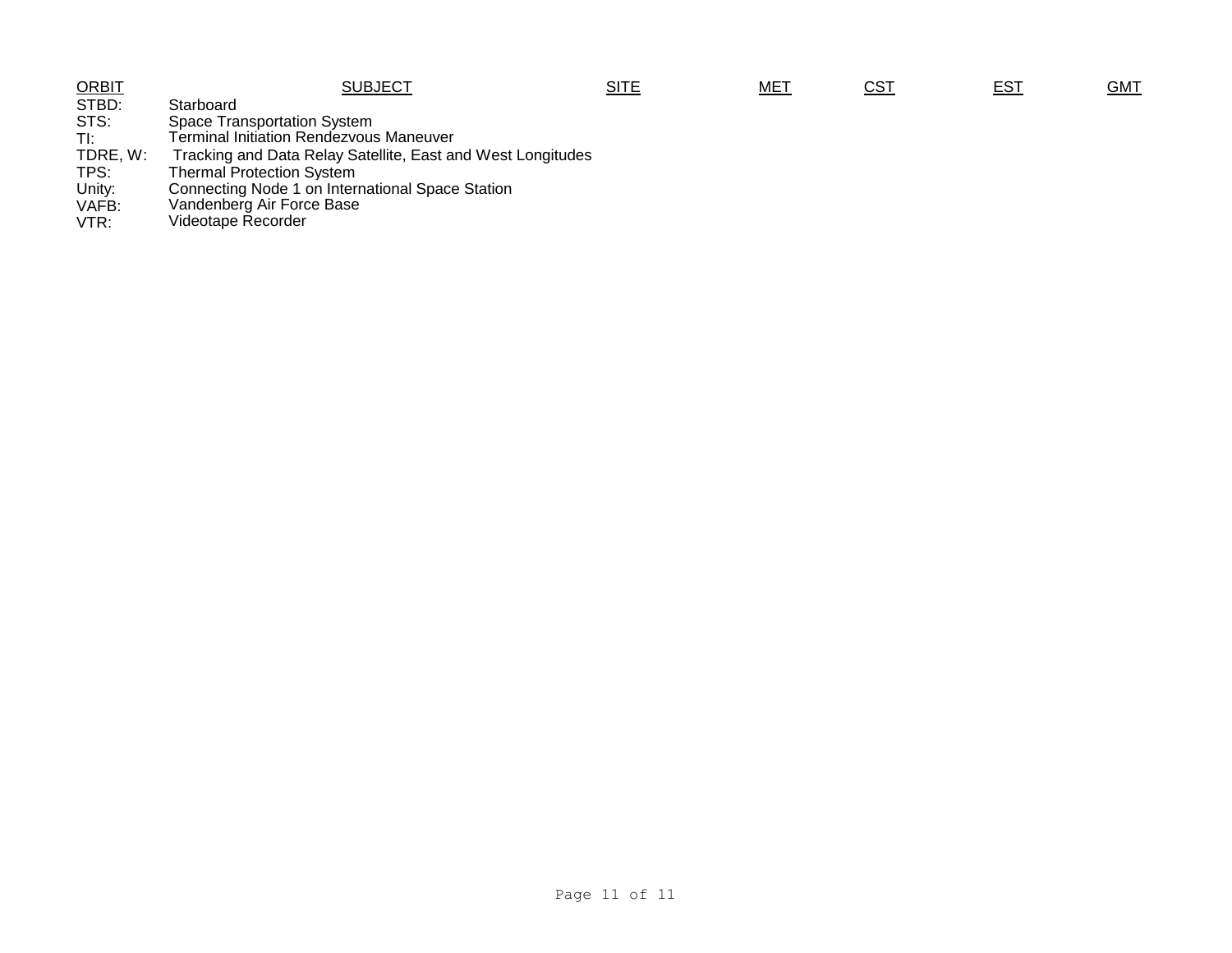| ORBIT | SUBJECT | SITE | MET | CST | EST | GMT |
|---|---|---|---|---|---|---|
| STBD: | Starboard | | | | | |
| STS: | Space Transportation System | | | | | |
| TI: | Terminal Initiation Rendezvous Maneuver | | | | | |
| TDRE, W: | Tracking and Data Relay Satellite, East and West Longitudes | | | | | |
| TPS: | Thermal Protection System | | | | | |
| Unity: | Connecting Node 1 on International Space Station | | | | | |
| VAFB: | Vandenberg Air Force Base | | | | | |
| VTR: | Videotape Recorder | | | | | |